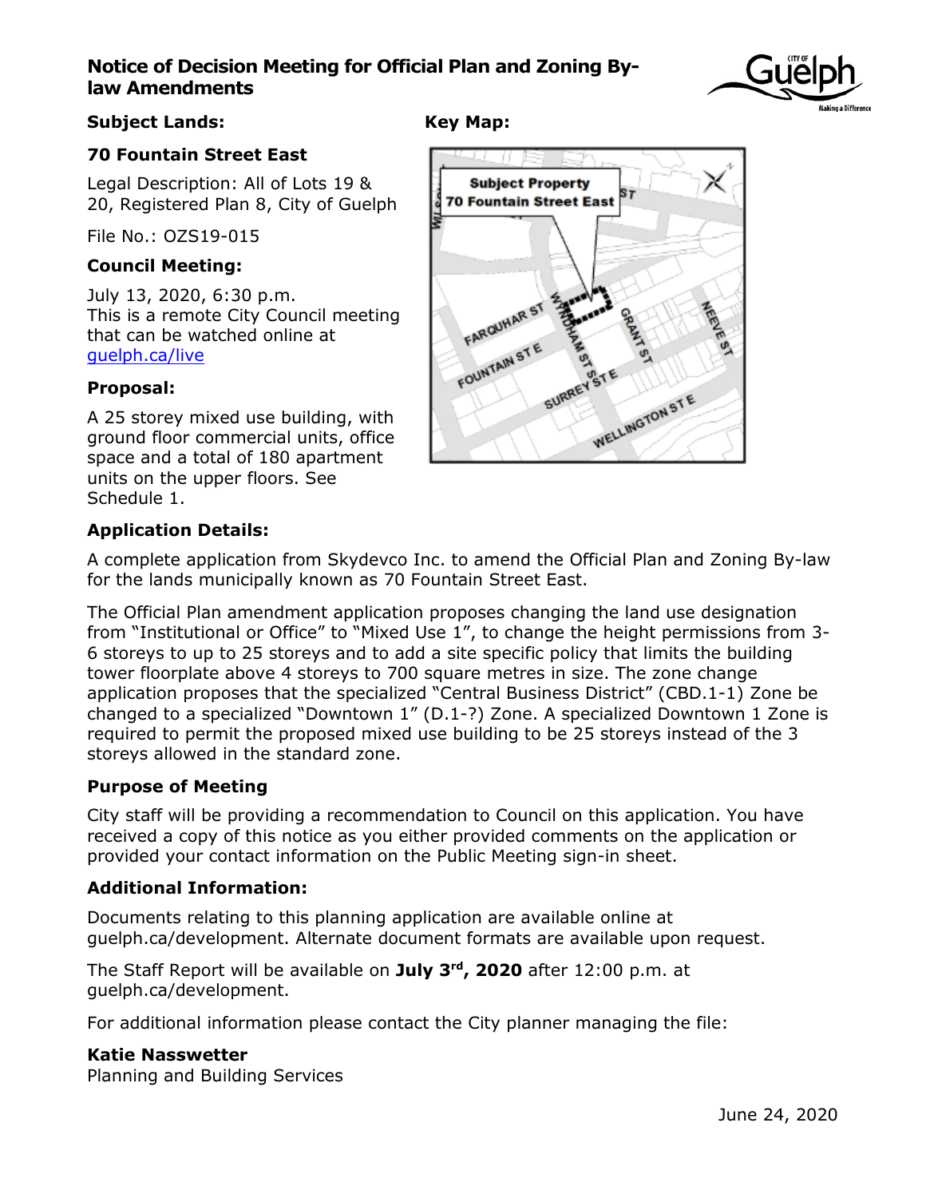# Notice of Decision Meeting for Official Plan and Zoning By-law Amendments

**Subject Lands:**

**70 Fountain Street East**

Legal Description: All of Lots 19 & 20, Registered Plan 8, City of Guelph

File No.: OZS19-015

**Council Meeting:**

July 13, 2020, 6:30 p.m.
This is a remote City Council meeting that can be watched online at guelph.ca/live

**Proposal:**

A 25 storey mixed use building, with ground floor commercial units, office space and a total of 180 apartment units on the upper floors. See Schedule 1.

**Key Map:**

**Application Details:**

A complete application from Skydevco Inc. to amend the Official Plan and Zoning By-law for the lands municipally known as 70 Fountain Street East.

The Official Plan amendment application proposes changing the land use designation from "Institutional or Office" to "Mixed Use 1", to change the height permissions from 3-6 storeys to up to 25 storeys and to add a site specific policy that limits the building tower floorplate above 4 storeys to 700 square metres in size. The zone change application proposes that the specialized "Central Business District" (CBD.1-1) Zone be changed to a specialized "Downtown 1" (D.1-?) Zone. A specialized Downtown 1 Zone is required to permit the proposed mixed use building to be 25 storeys instead of the 3 storeys allowed in the standard zone.

**Purpose of Meeting**

City staff will be providing a recommendation to Council on this application. You have received a copy of this notice as you either provided comments on the application or provided your contact information on the Public Meeting sign-in sheet.

**Additional Information:**

Documents relating to this planning application are available online at guelph.ca/development. Alternate document formats are available upon request.

The Staff Report will be available on **July 3rd, 2020** after 12:00 p.m. at guelph.ca/development.

For additional information please contact the City planner managing the file:

**Katie Nasswetter**
Planning and Building Services

June 24, 2020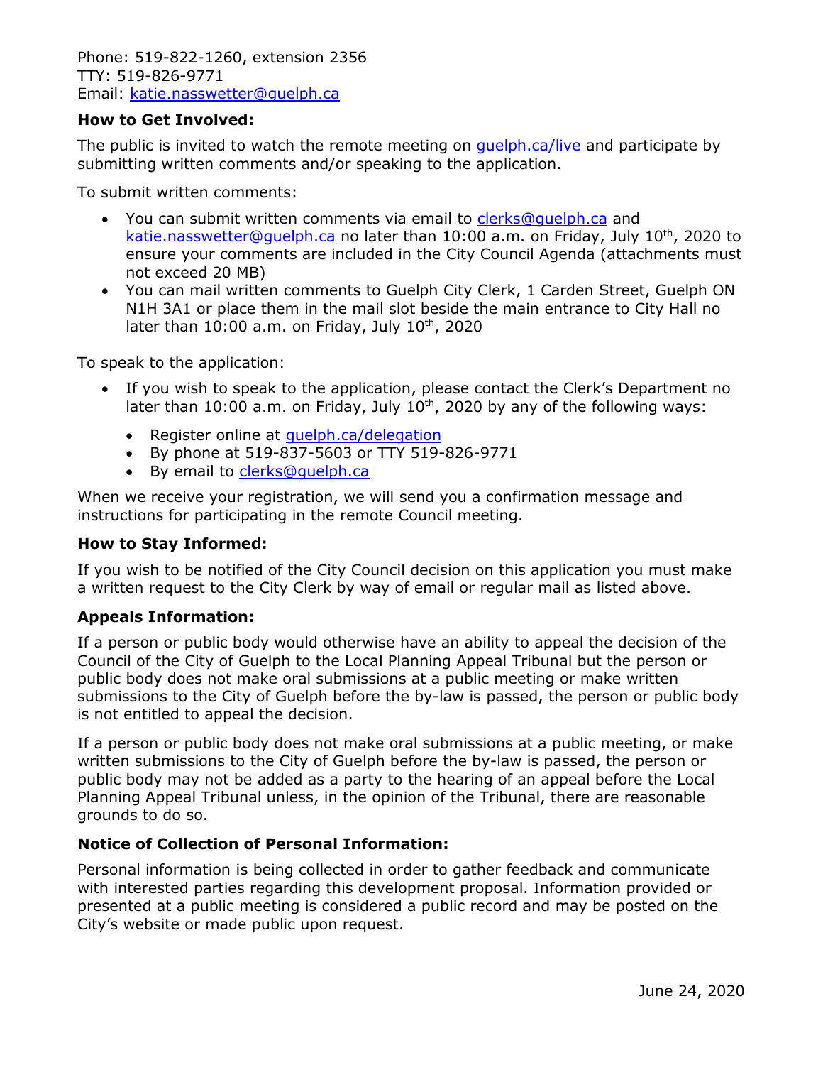Phone: 519-822-1260, extension 2356
TTY: 519-826-9771
Email: [katie.nasswetter@guelph.ca](mailto:katie.nasswetter@guelph.ca)

**How to Get Involved:**

The public is invited to watch the remote meeting on [guelph.ca/live](guelph.ca/live) and participate by submitting written comments and/or speaking to the application.

To submit written comments:

- You can submit written comments via email to [clerks@guelph.ca](mailto:clerks@guelph.ca) and [katie.nasswetter@guelph.ca](mailto:katie.nasswetter@guelph.ca) no later than 10:00 a.m. on Friday, July 10th, 2020 to ensure your comments are included in the City Council Agenda (attachments must not exceed 20 MB)
- You can mail written comments to Guelph City Clerk, 1 Carden Street, Guelph ON N1H 3A1 or place them in the mail slot beside the main entrance to City Hall no later than 10:00 a.m. on Friday, July 10th, 2020

To speak to the application:

- If you wish to speak to the application, please contact the Clerk's Department no later than 10:00 a.m. on Friday, July 10th, 2020 by any of the following ways:
  - Register online at [guelph.ca/delegation](guelph.ca/delegation)
  - By phone at 519-837-5603 or TTY 519-826-9771
  - By email to [clerks@guelph.ca](mailto:clerks@guelph.ca)

When we receive your registration, we will send you a confirmation message and instructions for participating in the remote Council meeting.

**How to Stay Informed:**

If you wish to be notified of the City Council decision on this application you must make a written request to the City Clerk by way of email or regular mail as listed above.

**Appeals Information:**

If a person or public body would otherwise have an ability to appeal the decision of the Council of the City of Guelph to the Local Planning Appeal Tribunal but the person or public body does not make oral submissions at a public meeting or make written submissions to the City of Guelph before the by-law is passed, the person or public body is not entitled to appeal the decision.

If a person or public body does not make oral submissions at a public meeting, or make written submissions to the City of Guelph before the by-law is passed, the person or public body may not be added as a party to the hearing of an appeal before the Local Planning Appeal Tribunal unless, in the opinion of the Tribunal, there are reasonable grounds to do so.

**Notice of Collection of Personal Information:**

Personal information is being collected in order to gather feedback and communicate with interested parties regarding this development proposal. Information provided or presented at a public meeting is considered a public record and may be posted on the City's website or made public upon request.

June 24, 2020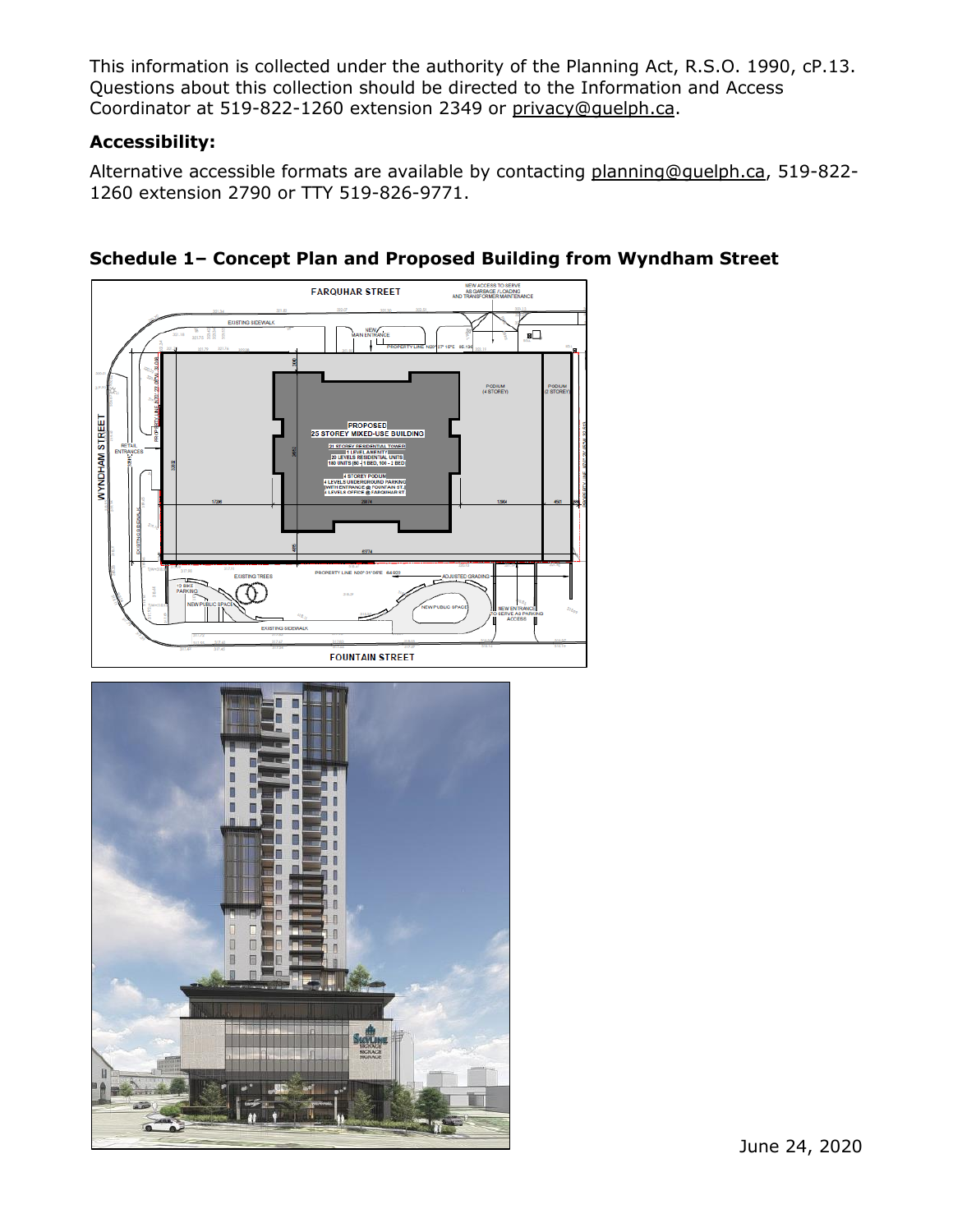This information is collected under the authority of the Planning Act, R.S.O. 1990, cP.13. Questions about this collection should be directed to the Information and Access Coordinator at 519-822-1260 extension 2349 or privacy@guelph.ca.

### Accessibility:

Alternative accessible formats are available by contacting planning@guelph.ca, 519-822-1260 extension 2790 or TTY 519-826-9771.

### Schedule 1– Concept Plan and Proposed Building from Wyndham Street

FARQUHAR STREET

NEW ACCESS TO SERVE AS GARBAGE / LOADING AND TRANSFORMER MAINTENANCE

EXISTING SIDEWALK

NEW MAIN ENTRANCE

PODIUM (4 STOREY)

PODIUM (2 STOREY)

WYNDHAM STREET

RETAIL ENTRANCES

PROPOSED 25 STOREY MIXED-USE BUILDING

21 STOREY RESIDENTIAL TOWER
1 LEVEL AMENITY
20 LEVELS RESIDENTIAL UNITS
180 UNITS (80 - 1 BED, 100 - 2 BED)

4 STOREY PODIUM
4 LEVELS UNDERGROUND PARKING (WITH ENTRANCE @ FOUNTAIN ST.)
4 LEVELS OFFICE @ FARQUHAR ST.

EXISTING TREES

10 BIKE PARKING

NEW PUBLIC SPACE

ADJUSTED GRADING

NEW PUBLIC SPACE

NEW ENTRANCE TO SERVE AS PARKING ACCESS

EXISTING SIDEWALK

FOUNTAIN STREET

June 24, 2020